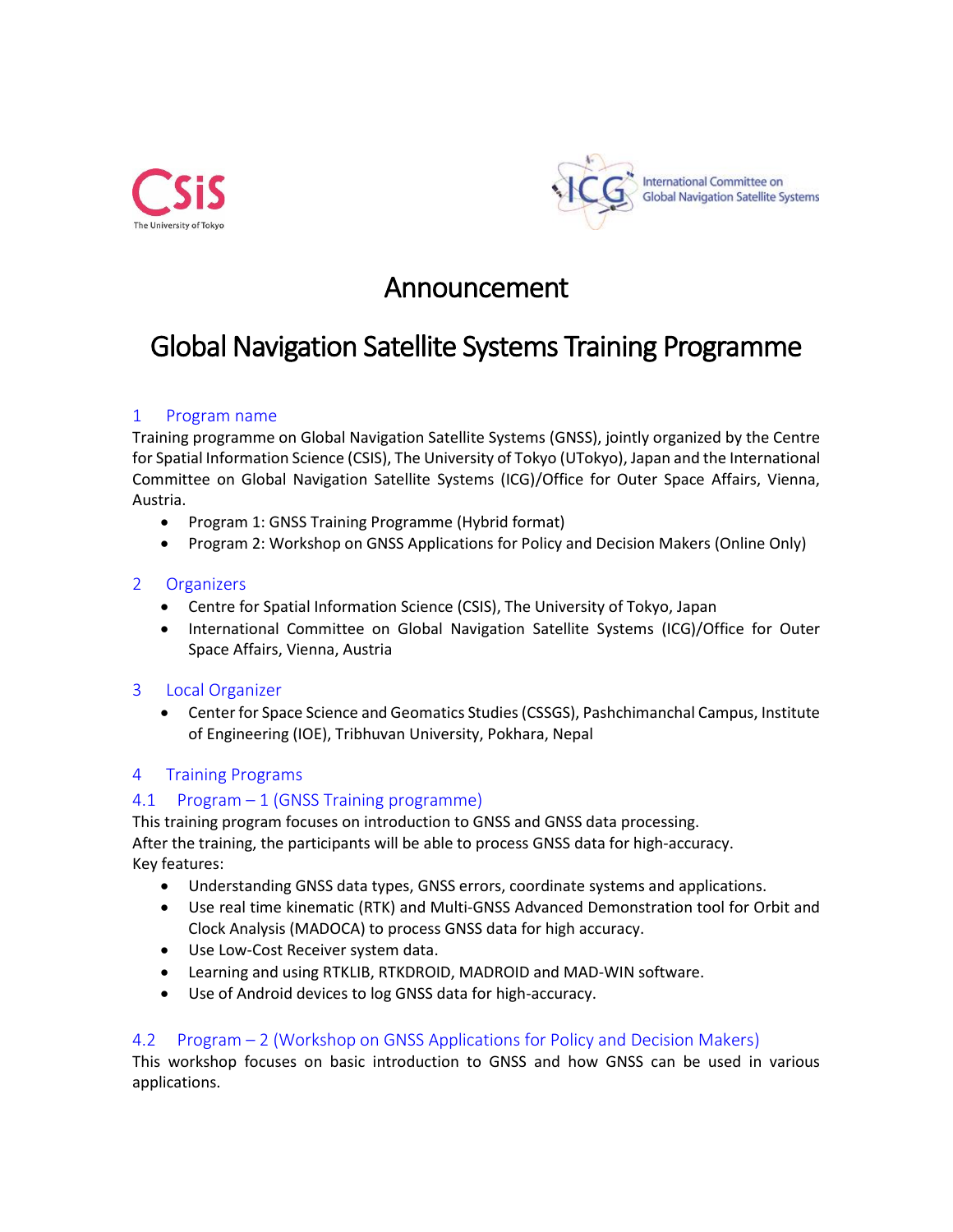# Announcement

# Global Navigation Satellite Systems Training Programme

## 1 Program name

Training programme on Global Navigation Satellite Systems (GNSS), jointly organized by the Centre for Spatial Information Science (CSIS), The University of Tokyo (UTokyo), Japan and the International Committee on Global Navigation Satellite Systems (ICG)/Office for Outer Space Affairs, Vienna, Austria.

- Program 1: GNSS Training Programme (Hybrid format)
- Program 2: Workshop on GNSS Applications for Policy and Decision Makers (Online Only)

## 2 Organizers

- Centre for Spatial Information Science (CSIS), The University of Tokyo, Japan
- International Committee on Global Navigation Satellite Systems (ICG)/Office for Outer Space Affairs, Vienna, Austria

## 3 Local Organizer

- Center for Space Science and Geomatics Studies (CSSGS), Pashchimanchal Campus, Institute of Engineering (IOE), Tribhuvan University, Pokhara, Nepal

## 4 Training Programs

### 4.1 Program – 1 (GNSS Training programme)

This training program focuses on introduction to GNSS and GNSS data processing.
After the training, the participants will be able to process GNSS data for high-accuracy.
Key features:

- Understanding GNSS data types, GNSS errors, coordinate systems and applications.
- Use real time kinematic (RTK) and Multi-GNSS Advanced Demonstration tool for Orbit and Clock Analysis (MADOCA) to process GNSS data for high accuracy.
- Use Low-Cost Receiver system data.
- Learning and using RTKLIB, RTKDROID, MADROID and MAD-WIN software.
- Use of Android devices to log GNSS data for high-accuracy.

### 4.2 Program – 2 (Workshop on GNSS Applications for Policy and Decision Makers)

This workshop focuses on basic introduction to GNSS and how GNSS can be used in various applications.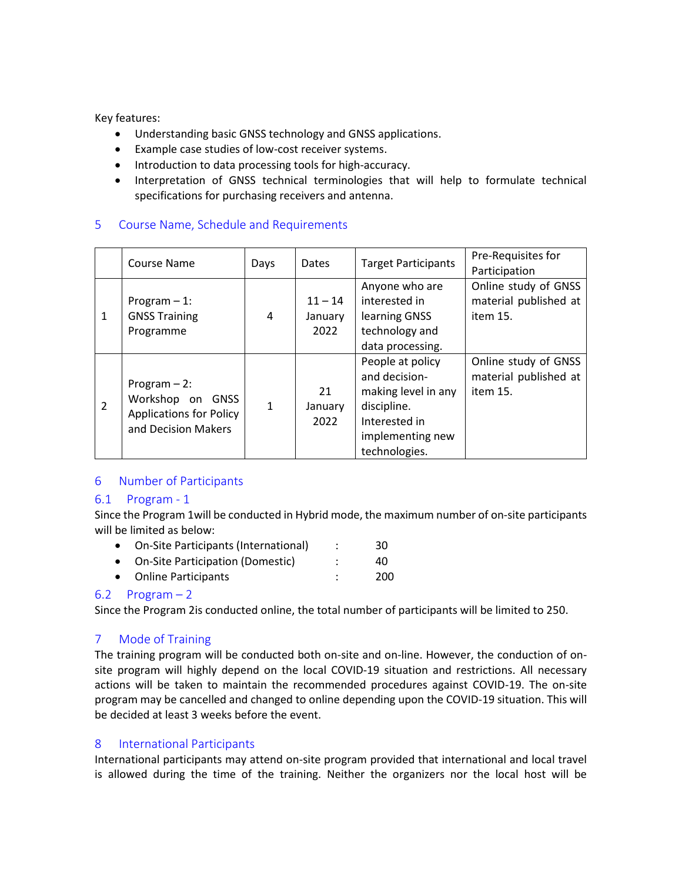Key features:

- Understanding basic GNSS technology and GNSS applications.
- Example case studies of low-cost receiver systems.
- Introduction to data processing tools for high-accuracy.
- Interpretation of GNSS technical terminologies that will help to formulate technical specifications for purchasing receivers and antenna.

## 5 Course Name, Schedule and Requirements

| | Course Name | Days | Dates | Target Participants | Pre-Requisites for Participation |
|---|---|---|---|---|---|
| 1 | Program – 1: GNSS Training Programme | 4 | 11 – 14 January 2022 | Anyone who are interested in learning GNSS technology and data processing. | Online study of GNSS material published at item 15. |
| 2 | Program – 2: Workshop on GNSS Applications for Policy and Decision Makers | 1 | 21 January 2022 | People at policy and decision-making level in any discipline. Interested in implementing new technologies. | Online study of GNSS material published at item 15. |

## 6 Number of Participants

### 6.1 Program - 1

Since the Program 1will be conducted in Hybrid mode, the maximum number of on-site participants will be limited as below:

- On-Site Participants (International) : 30
- On-Site Participation (Domestic) : 40
- Online Participants : 200

### 6.2 Program – 2

Since the Program 2is conducted online, the total number of participants will be limited to 250.

## 7 Mode of Training

The training program will be conducted both on-site and on-line. However, the conduction of on-site program will highly depend on the local COVID-19 situation and restrictions. All necessary actions will be taken to maintain the recommended procedures against COVID-19. The on-site program may be cancelled and changed to online depending upon the COVID-19 situation. This will be decided at least 3 weeks before the event.

## 8 International Participants

International participants may attend on-site program provided that international and local travel is allowed during the time of the training. Neither the organizers nor the local host will be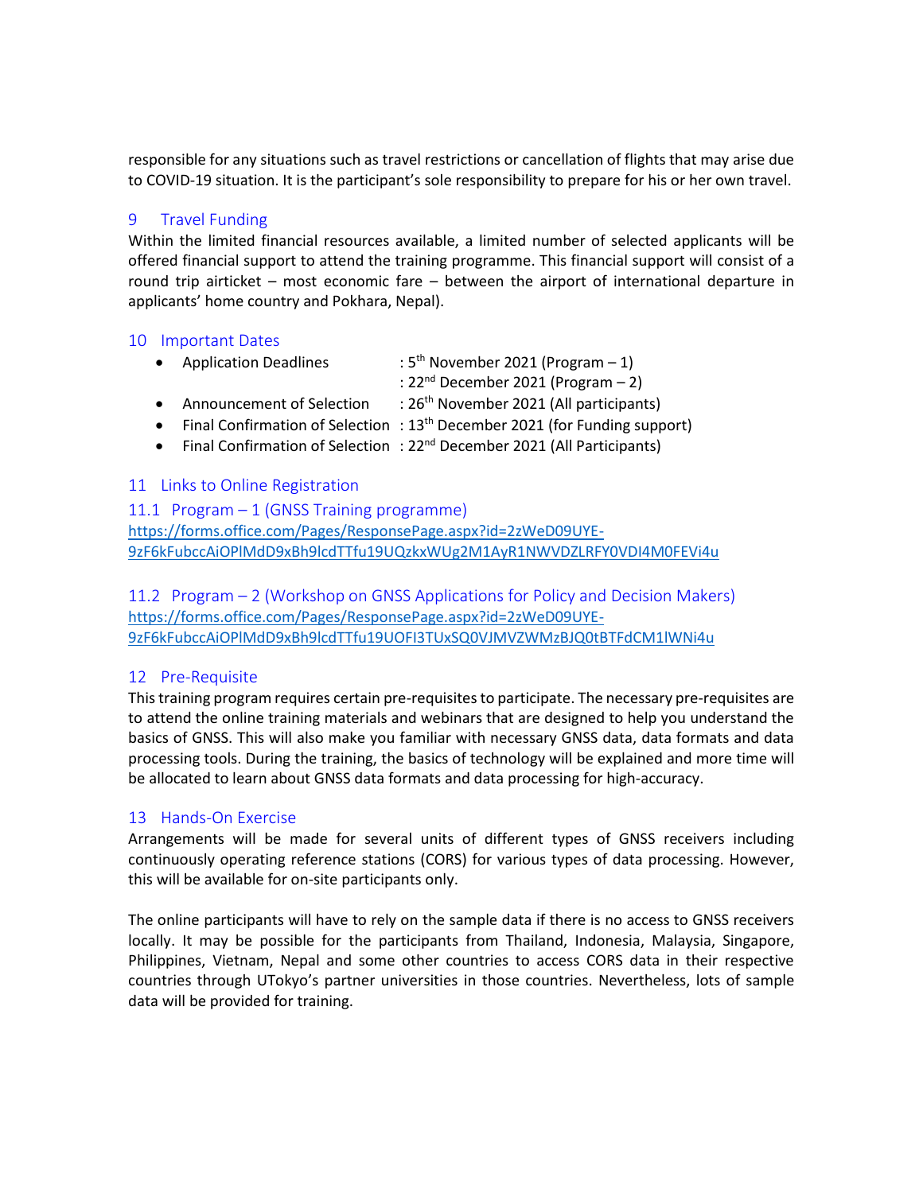responsible for any situations such as travel restrictions or cancellation of flights that may arise due to COVID-19 situation. It is the participant's sole responsibility to prepare for his or her own travel.

## 9 Travel Funding

Within the limited financial resources available, a limited number of selected applicants will be offered financial support to attend the training programme. This financial support will consist of a round trip airticket – most economic fare – between the airport of international departure in applicants' home country and Pokhara, Nepal).

## 10 Important Dates

- Application Deadlines : 5th November 2021 (Program – 1)
  : 22nd December 2021 (Program – 2)
- Announcement of Selection : 26th November 2021 (All participants)
- Final Confirmation of Selection : 13th December 2021 (for Funding support)
- Final Confirmation of Selection : 22nd December 2021 (All Participants)

## 11 Links to Online Registration

### 11.1 Program – 1 (GNSS Training programme)

https://forms.office.com/Pages/ResponsePage.aspx?id=2zWeD09UYE-9zF6kFubccAiOPlMdD9xBh9lcdTTfu19UQzkxWUg2M1AyR1NWVDZLRFY0VDI4M0FEVi4u

### 11.2 Program – 2 (Workshop on GNSS Applications for Policy and Decision Makers)

https://forms.office.com/Pages/ResponsePage.aspx?id=2zWeD09UYE-9zF6kFubccAiOPlMdD9xBh9lcdTTfu19UOFI3TUxSQ0VJMVZWMzBJQ0tBTFdCM1lWNi4u

## 12 Pre-Requisite

This training program requires certain pre-requisites to participate. The necessary pre-requisites are to attend the online training materials and webinars that are designed to help you understand the basics of GNSS. This will also make you familiar with necessary GNSS data, data formats and data processing tools. During the training, the basics of technology will be explained and more time will be allocated to learn about GNSS data formats and data processing for high-accuracy.

## 13 Hands-On Exercise

Arrangements will be made for several units of different types of GNSS receivers including continuously operating reference stations (CORS) for various types of data processing. However, this will be available for on-site participants only.

The online participants will have to rely on the sample data if there is no access to GNSS receivers locally. It may be possible for the participants from Thailand, Indonesia, Malaysia, Singapore, Philippines, Vietnam, Nepal and some other countries to access CORS data in their respective countries through UTokyo's partner universities in those countries. Nevertheless, lots of sample data will be provided for training.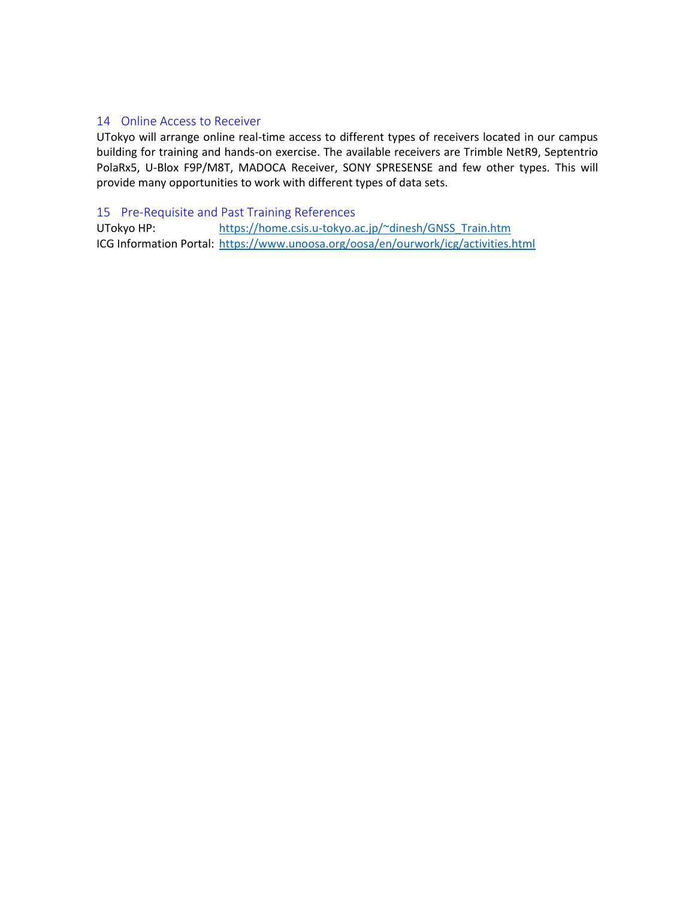## 14 Online Access to Receiver

UTokyo will arrange online real-time access to different types of receivers located in our campus building for training and hands-on exercise. The available receivers are Trimble NetR9, Septentrio PolaRx5, U-Blox F9P/M8T, MADOCA Receiver, SONY SPRESENSE and few other types. This will provide many opportunities to work with different types of data sets.

## 15 Pre-Requisite and Past Training References

UTokyo HP: https://home.csis.u-tokyo.ac.jp/~dinesh/GNSS_Train.htm
ICG Information Portal: https://www.unoosa.org/oosa/en/ourwork/icg/activities.html